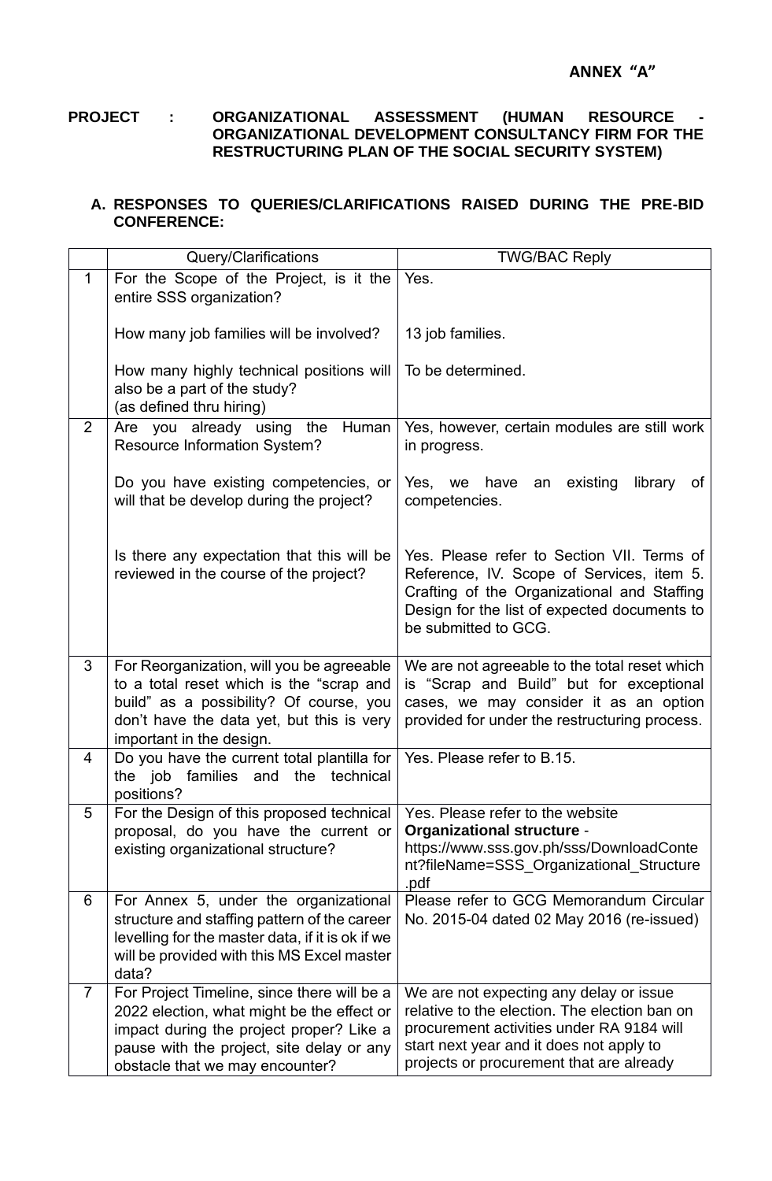**ANNEX "A"**

**PROJECT : ORGANIZATIONAL ASSESSMENT (HUMAN RESOURCE - ORGANIZATIONAL DEVELOPMENT CONSULTANCY FIRM FOR THE RESTRUCTURING PLAN OF THE SOCIAL SECURITY SYSTEM)**

**A. RESPONSES TO QUERIES/CLARIFICATIONS RAISED DURING THE PRE-BID CONFERENCE:**

| | Query/Clarifications | TWG/BAC Reply |
|---|---|---|
| 1 | For the Scope of the Project, is it the entire SSS organization?<br><br>How many job families will be involved?<br><br>How many highly technical positions will also be a part of the study? (as defined thru hiring) | Yes.<br><br>13 job families.<br><br>To be determined. |
| 2 | Are you already using the Human Resource Information System?<br><br>Do you have existing competencies, or will that be develop during the project?<br><br>Is there any expectation that this will be reviewed in the course of the project? | Yes, however, certain modules are still work in progress.<br><br>Yes, we have an existing library of competencies.<br><br>Yes. Please refer to Section VII. Terms of Reference, IV. Scope of Services, item 5. Crafting of the Organizational and Staffing Design for the list of expected documents to be submitted to GCG. |
| 3 | For Reorganization, will you be agreeable to a total reset which is the "scrap and build" as a possibility? Of course, you don't have the data yet, but this is very important in the design. | We are not agreeable to the total reset which is "Scrap and Build" but for exceptional cases, we may consider it as an option provided for under the restructuring process. |
| 4 | Do you have the current total plantilla for the job families and the technical positions? | Yes. Please refer to B.15. |
| 5 | For the Design of this proposed technical proposal, do you have the current or existing organizational structure? | Yes. Please refer to the website **Organizational structure** - https://www.sss.gov.ph/sss/DownloadContent?fileName=SSS_Organizational_Structure.pdf |
| 6 | For Annex 5, under the organizational structure and staffing pattern of the career levelling for the master data, if it is ok if we will be provided with this MS Excel master data? | Please refer to GCG Memorandum Circular No. 2015-04 dated 02 May 2016 (re-issued) |
| 7 | For Project Timeline, since there will be a 2022 election, what might be the effect or impact during the project proper? Like a pause with the project, site delay or any obstacle that we may encounter? | We are not expecting any delay or issue relative to the election. The election ban on procurement activities under RA 9184 will start next year and it does not apply to projects or procurement that are already |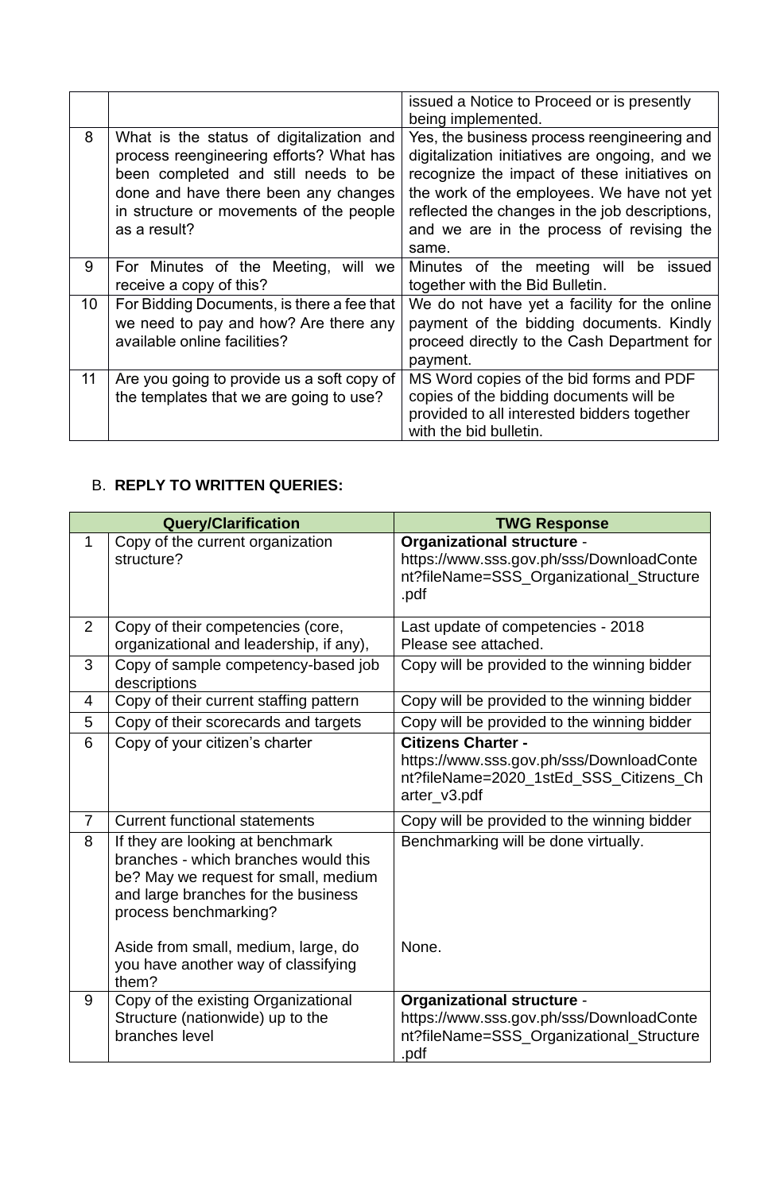| | | |
|---|---|---|
| | | issued a Notice to Proceed or is presently being implemented. |
| 8 | What is the status of digitalization and process reengineering efforts? What has been completed and still needs to be done and have there been any changes in structure or movements of the people as a result? | Yes, the business process reengineering and digitalization initiatives are ongoing, and we recognize the impact of these initiatives on the work of the employees. We have not yet reflected the changes in the job descriptions, and we are in the process of revising the same. |
| 9 | For Minutes of the Meeting, will we receive a copy of this? | Minutes of the meeting will be issued together with the Bid Bulletin. |
| 10 | For Bidding Documents, is there a fee that we need to pay and how? Are there any available online facilities? | We do not have yet a facility for the online payment of the bidding documents. Kindly proceed directly to the Cash Department for payment. |
| 11 | Are you going to provide us a soft copy of the templates that we are going to use? | MS Word copies of the bid forms and PDF copies of the bidding documents will be provided to all interested bidders together with the bid bulletin. |

B. **REPLY TO WRITTEN QUERIES:**

| | Query/Clarification | TWG Response |
|---|---|---|
| 1 | Copy of the current organization structure? | **Organizational structure** - https://www.sss.gov.ph/sss/DownloadContent?fileName=SSS_Organizational_Structure.pdf |
| 2 | Copy of their competencies (core, organizational and leadership, if any), | Last update of competencies - 2018<br>Please see attached. |
| 3 | Copy of sample competency-based job descriptions | Copy will be provided to the winning bidder |
| 4 | Copy of their current staffing pattern | Copy will be provided to the winning bidder |
| 5 | Copy of their scorecards and targets | Copy will be provided to the winning bidder |
| 6 | Copy of your citizen's charter | **Citizens Charter -** https://www.sss.gov.ph/sss/DownloadContent?fileName=2020_1stEd_SSS_Citizens_Charter_v3.pdf |
| 7 | Current functional statements | Copy will be provided to the winning bidder |
| 8 | If they are looking at benchmark branches - which branches would this be? May we request for small, medium and large branches for the business process benchmarking?<br><br>Aside from small, medium, large, do you have another way of classifying them? | Benchmarking will be done virtually.<br><br>None. |
| 9 | Copy of the existing Organizational Structure (nationwide) up to the branches level | **Organizational structure** - https://www.sss.gov.ph/sss/DownloadContent?fileName=SSS_Organizational_Structure.pdf |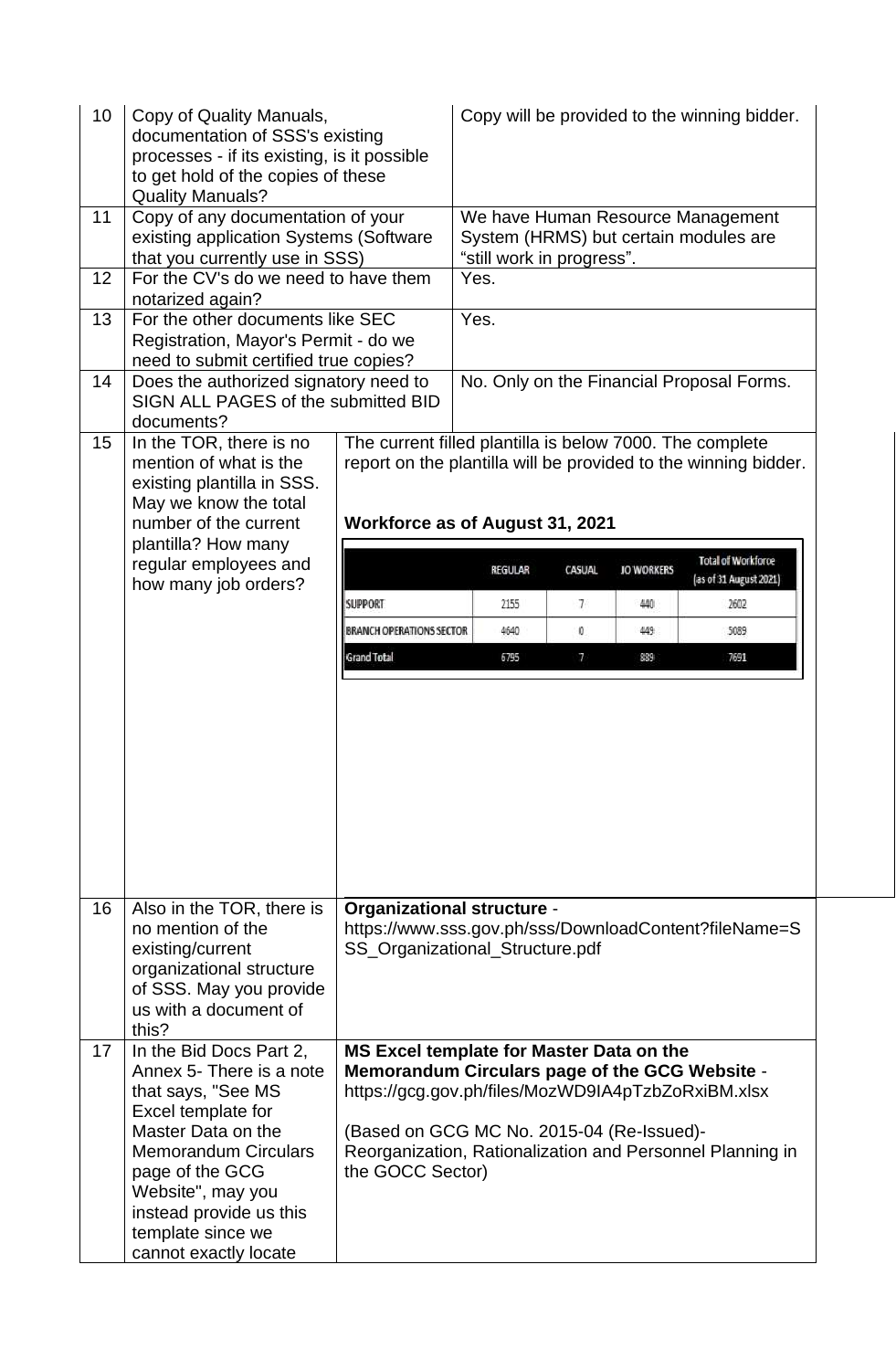| | | |
|---|---|---|
| 10 | Copy of Quality Manuals, documentation of SSS's existing processes - if its existing, is it possible to get hold of the copies of these Quality Manuals? | Copy will be provided to the winning bidder. |
| 11 | Copy of any documentation of your existing application Systems (Software that you currently use in SSS) | We have Human Resource Management System (HRMS) but certain modules are "still work in progress". |
| 12 | For the CV's do we need to have them notarized again? | Yes. |
| 13 | For the other documents like SEC Registration, Mayor's Permit - do we need to submit certified true copies? | Yes. |
| 14 | Does the authorized signatory need to SIGN ALL PAGES of the submitted BID documents? | No. Only on the Financial Proposal Forms. |
| 15 | In the TOR, there is no mention of what is the existing plantilla in SSS. May we know the total number of the current plantilla? How many regular employees and how many job orders? | The current filled plantilla is below 7000. The complete report on the plantilla will be provided to the winning bidder. **Workforce as of August 31, 2021** (see table below) |
| 16 | Also in the TOR, there is no mention of the existing/current organizational structure of SSS. May you provide us with a document of this? | **Organizational structure** - https://www.sss.gov.ph/sss/DownloadContent?fileName=SSS_Organizational_Structure.pdf |
| 17 | In the Bid Docs Part 2, Annex 5- There is a note that says, "See MS Excel template for Master Data on the Memorandum Circulars page of the GCG Website", may you instead provide us this template since we cannot exactly locate | **MS Excel template for Master Data on the Memorandum Circulars page of the GCG Website** - https://gcg.gov.ph/files/MozWD9IA4pTzbZoRxiBM.xlsx<br><br>(Based on GCG MC No. 2015-04 (Re-Issued)- Reorganization, Rationalization and Personnel Planning in the GOCC Sector) |

**Workforce as of August 31, 2021**

| | REGULAR | CASUAL | JO WORKERS | Total of Workforce (as of 31 August 2021) |
|---|---|---|---|---|
| SUPPORT | 2155 | 7 | 440 | 2602 |
| BRANCH OPERATIONS SECTOR | 4640 | 0 | 449 | 5089 |
| Grand Total | 6795 | 7 | 889 | 7691 |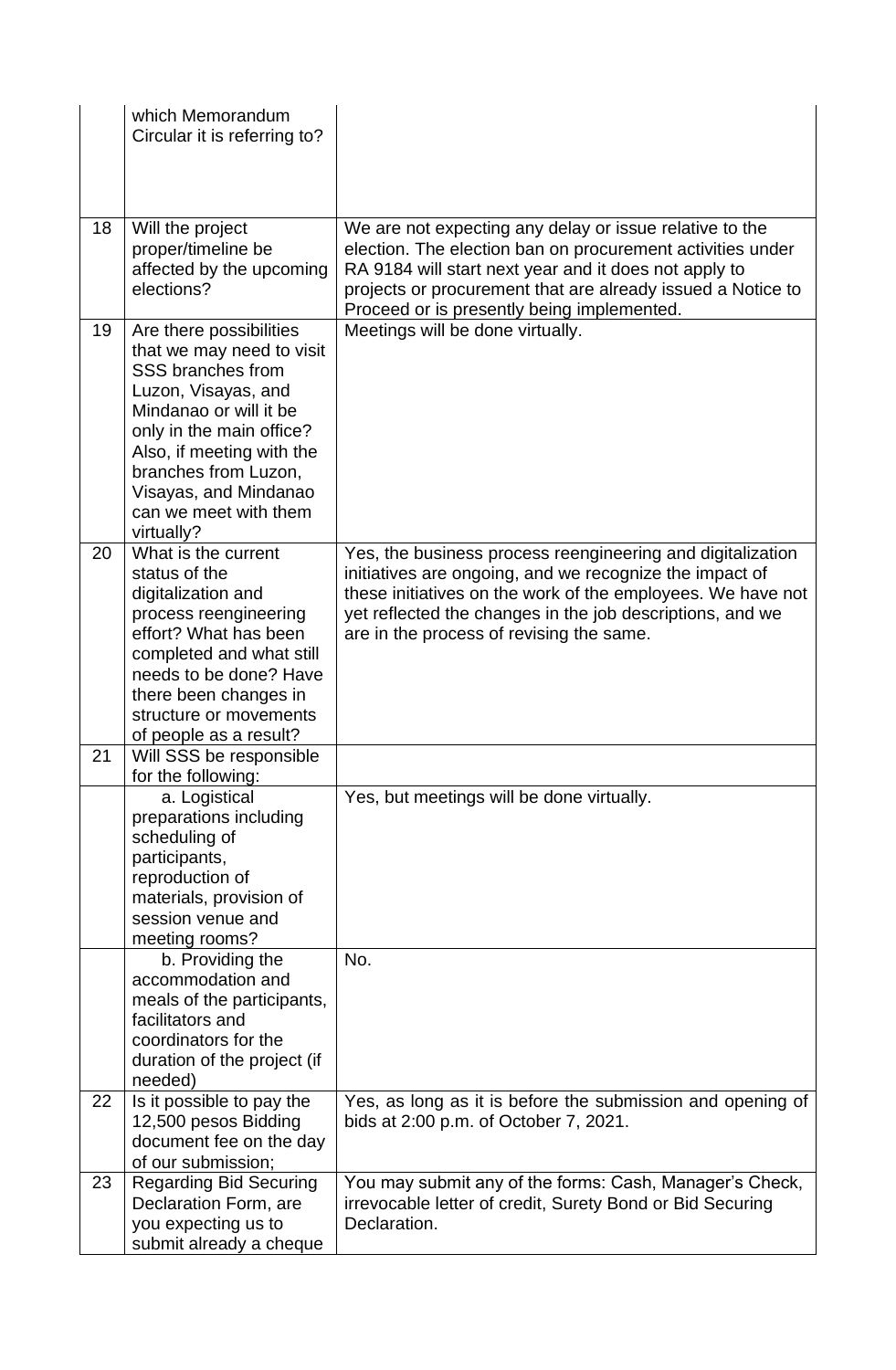| | | |
|---|---|---|
| | which Memorandum Circular it is referring to? | |
| 18 | Will the project proper/timeline be affected by the upcoming elections? | We are not expecting any delay or issue relative to the election. The election ban on procurement activities under RA 9184 will start next year and it does not apply to projects or procurement that are already issued a Notice to Proceed or is presently being implemented. |
| 19 | Are there possibilities that we may need to visit SSS branches from Luzon, Visayas, and Mindanao or will it be only in the main office? Also, if meeting with the branches from Luzon, Visayas, and Mindanao can we meet with them virtually? | Meetings will be done virtually. |
| 20 | What is the current status of the digitalization and process reengineering effort? What has been completed and what still needs to be done? Have there been changes in structure or movements of people as a result? | Yes, the business process reengineering and digitalization initiatives are ongoing, and we recognize the impact of these initiatives on the work of the employees. We have not yet reflected the changes in the job descriptions, and we are in the process of revising the same. |
| 21 | Will SSS be responsible for the following: | |
| | a. Logistical preparations including scheduling of participants, reproduction of materials, provision of session venue and meeting rooms? | Yes, but meetings will be done virtually. |
| | b. Providing the accommodation and meals of the participants, facilitators and coordinators for the duration of the project (if needed) | No. |
| 22 | Is it possible to pay the 12,500 pesos Bidding document fee on the day of our submission; | Yes, as long as it is before the submission and opening of bids at 2:00 p.m. of October 7, 2021. |
| 23 | Regarding Bid Securing Declaration Form, are you expecting us to submit already a cheque | You may submit any of the forms: Cash, Manager's Check, irrevocable letter of credit, Surety Bond or Bid Securing Declaration. |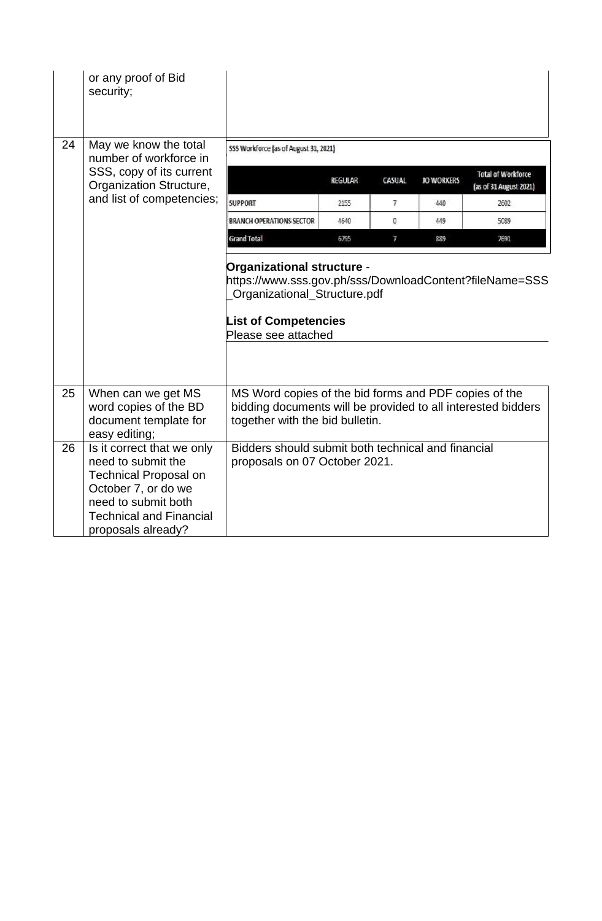| | | |
|---|---|---|
| | or any proof of Bid security; | |
| 24 | May we know the total number of workforce in SSS, copy of its current Organization Structure, and list of competencies; | SSS Workforce (as of August 31, 2021)<br><br>\| \| REGULAR \| CASUAL \| JO WORKERS \| Total of Workforce (as of 31 August 2021) \|<br>\| SUPPORT \| 2155 \| 7 \| 440 \| 2602 \|<br>\| BRANCH OPERATIONS SECTOR \| 4640 \| 0 \| 449 \| 5089 \|<br>\| Grand Total \| 6795 \| 7 \| 889 \| 7691 \|<br><br>**Organizational structure** - https://www.sss.gov.ph/sss/DownloadContent?fileName=SSS_Organizational_Structure.pdf<br><br>**List of Competencies**<br>Please see attached |
| 25 | When can we get MS word copies of the BD document template for easy editing; | MS Word copies of the bid forms and PDF copies of the bidding documents will be provided to all interested bidders together with the bid bulletin. |
| 26 | Is it correct that we only need to submit the Technical Proposal on October 7, or do we need to submit both Technical and Financial proposals already? | Bidders should submit both technical and financial proposals on 07 October 2021. |